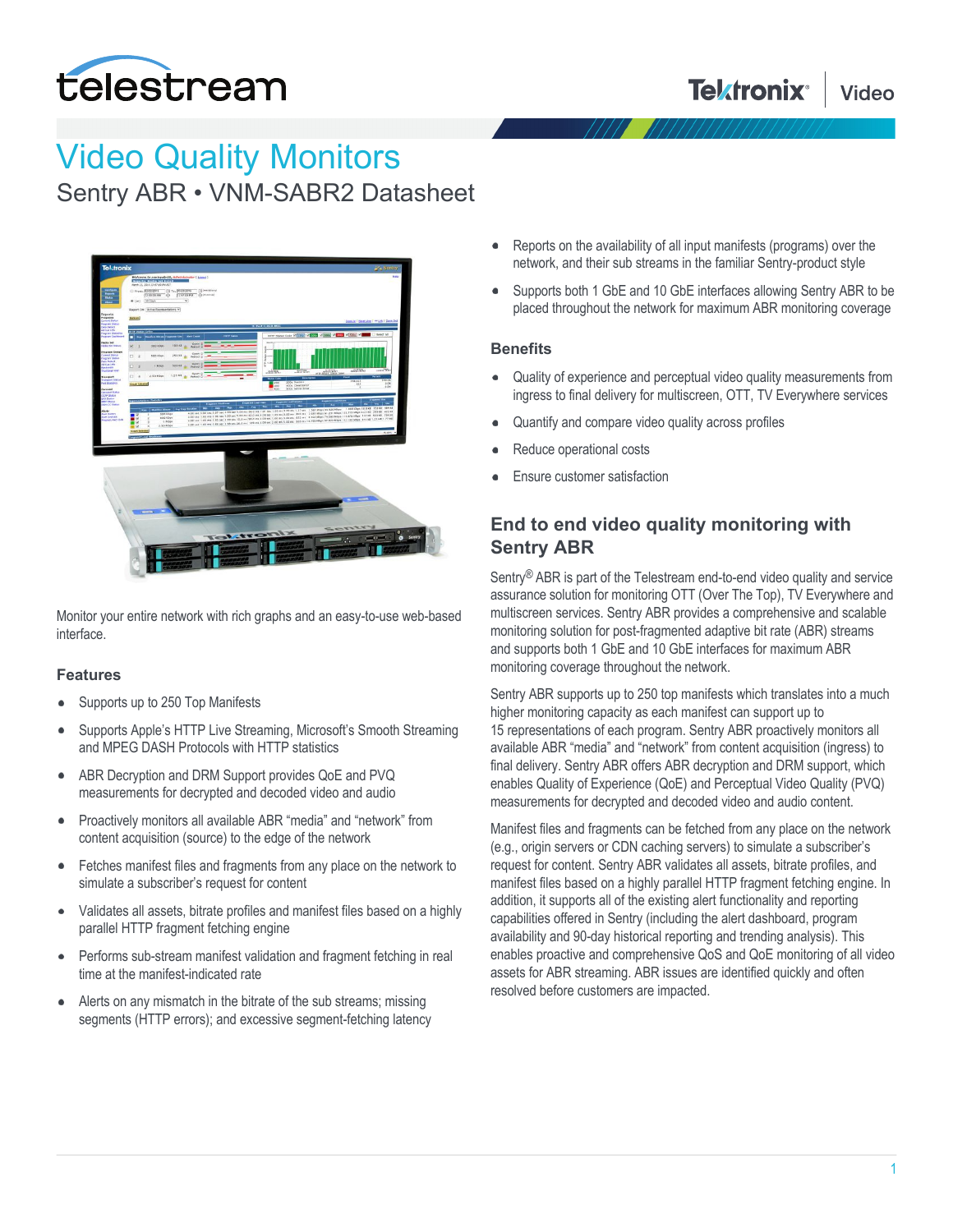# Video Quality Monitors

## Sentry ABR • VNM-SABR2 Datasheet

Monitor your entire network with rich graphs and an easy-to-use web-based interface.

### Features

- Supports up to 250 Top Manifests
- Supports Apple's HTTP Live Streaming, Microsoft's Smooth Streaming and MPEG DASH Protocols with HTTP statistics
- ABR Decryption and DRM Support provides QoE and PVQ measurements for decrypted and decoded video and audio
- Proactively monitors all available ABR "media" and "network" from content acquisition (source) to the edge of the network
- Fetches manifest files and fragments from any place on the network to simulate a subscriber's request for content
- Validates all assets, bitrate profiles and manifest files based on a highly parallel HTTP fragment fetching engine
- Performs sub-stream manifest validation and fragment fetching in real time at the manifest-indicated rate
- Alerts on any mismatch in the bitrate of the sub streams; missing segments (HTTP errors); and excessive segment-fetching latency
- Reports on the availability of all input manifests (programs) over the network, and their sub streams in the familiar Sentry-product style
- Supports both 1 GbE and 10 GbE interfaces allowing Sentry ABR to be placed throughout the network for maximum ABR monitoring coverage

### Benefits

- Quality of experience and perceptual video quality measurements from ingress to final delivery for multiscreen, OTT, TV Everywhere services
- Quantify and compare video quality across profiles
- Reduce operational costs
- Ensure customer satisfaction

## End to end video quality monitoring with Sentry ABR

Sentry® ABR is part of the Telestream end-to-end video quality and service assurance solution for monitoring OTT (Over The Top), TV Everywhere and multiscreen services. Sentry ABR provides a comprehensive and scalable monitoring solution for post-fragmented adaptive bit rate (ABR) streams and supports both 1 GbE and 10 GbE interfaces for maximum ABR monitoring coverage throughout the network.

Sentry ABR supports up to 250 top manifests which translates into a much higher monitoring capacity as each manifest can support up to 15 representations of each program. Sentry ABR proactively monitors all available ABR "media" and "network" from content acquisition (ingress) to final delivery. Sentry ABR offers ABR decryption and DRM support, which enables Quality of Experience (QoE) and Perceptual Video Quality (PVQ) measurements for decrypted and decoded video and audio content.

Manifest files and fragments can be fetched from any place on the network (e.g., origin servers or CDN caching servers) to simulate a subscriber's request for content. Sentry ABR validates all assets, bitrate profiles, and manifest files based on a highly parallel HTTP fragment fetching engine. In addition, it supports all of the existing alert functionality and reporting capabilities offered in Sentry (including the alert dashboard, program availability and 90-day historical reporting and trending analysis). This enables proactive and comprehensive QoS and QoE monitoring of all video assets for ABR streaming. ABR issues are identified quickly and often resolved before customers are impacted.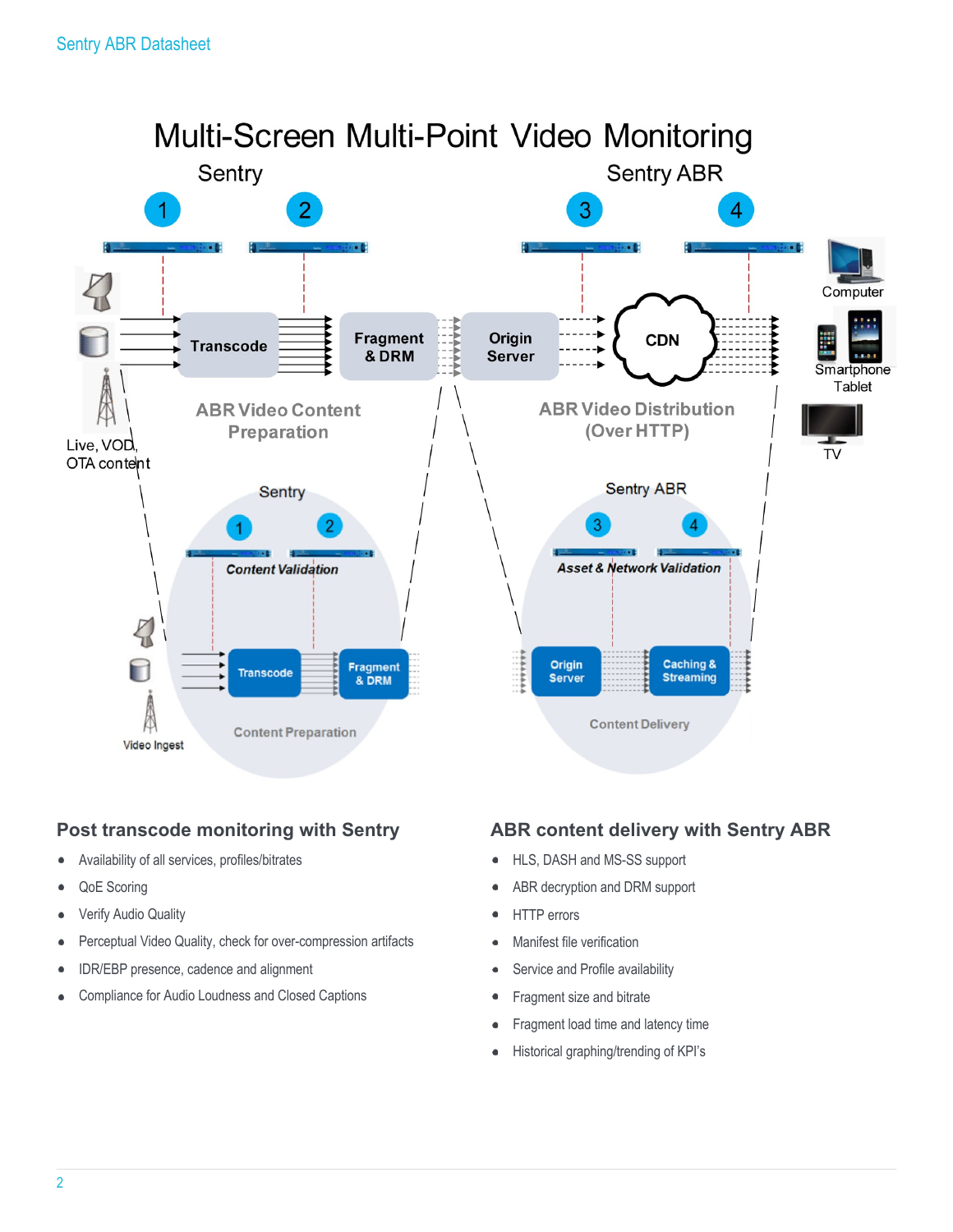# Multi-Screen Multi-Point Video Monitoring

Sentry | Sentry ABR

1 2 3 4

Transcode → Fragment & DRM → Origin Server → CDN → Computer, Smartphone, Tablet, TV

Live, VOD, OTA content

ABR Video Content Preparation

ABR Video Distribution (Over HTTP)

Sentry: 1, 2 — *Content Validation* — Video Ingest → Transcode → Fragment & DRM — Content Preparation

Sentry ABR: 3, 4 — *Asset & Network Validation* — Origin Server → Caching & Streaming — Content Delivery

## Post transcode monitoring with Sentry

- Availability of all services, profiles/bitrates
- QoE Scoring
- Verify Audio Quality
- Perceptual Video Quality, check for over-compression artifacts
- IDR/EBP presence, cadence and alignment
- Compliance for Audio Loudness and Closed Captions

## ABR content delivery with Sentry ABR

- HLS, DASH and MS-SS support
- ABR decryption and DRM support
- HTTP errors
- Manifest file verification
- Service and Profile availability
- Fragment size and bitrate
- Fragment load time and latency time
- Historical graphing/trending of KPI's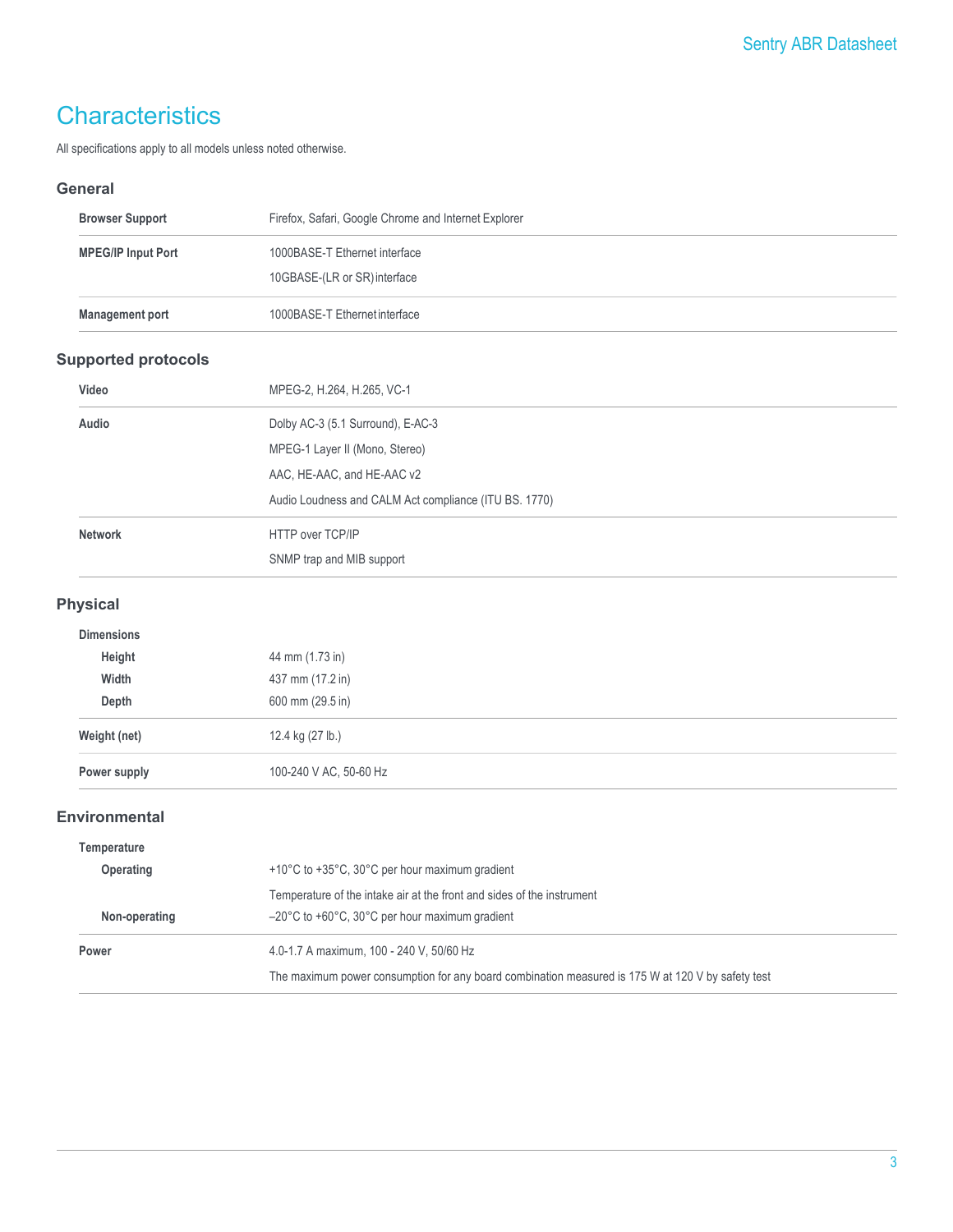// Characteristics

All specifications apply to all models unless noted otherwise.

## General

| | |
|---|---|
| **Browser Support** | Firefox, Safari, Google Chrome and Internet Explorer |
| **MPEG/IP Input Port** | 1000BASE-T Ethernet interface<br>10GBASE-(LR or SR) interface |
| **Management port** | 1000BASE-T Ethernet interface |

## Supported protocols

| | |
|---|---|
| **Video** | MPEG-2, H.264, H.265, VC-1 |
| **Audio** | Dolby AC-3 (5.1 Surround), E-AC-3<br>MPEG-1 Layer II (Mono, Stereo)<br>AAC, HE-AAC, and HE-AAC v2<br>Audio Loudness and CALM Act compliance (ITU BS. 1770) |
| **Network** | HTTP over TCP/IP<br>SNMP trap and MIB support |

## Physical

| | |
|---|---|
| **Dimensions** | |
| **Height** | 44 mm (1.73 in) |
| **Width** | 437 mm (17.2 in) |
| **Depth** | 600 mm (29.5 in) |
| **Weight (net)** | 12.4 kg (27 lb.) |
| **Power supply** | 100-240 V AC, 50-60 Hz |

## Environmental

| | |
|---|---|
| **Temperature** | |
| **Operating** | +10°C to +35°C, 30°C per hour maximum gradient<br>Temperature of the intake air at the front and sides of the instrument |
| **Non-operating** | –20°C to +60°C, 30°C per hour maximum gradient |
| **Power** | 4.0-1.7 A maximum, 100 - 240 V, 50/60 Hz<br>The maximum power consumption for any board combination measured is 175 W at 120 V by safety test |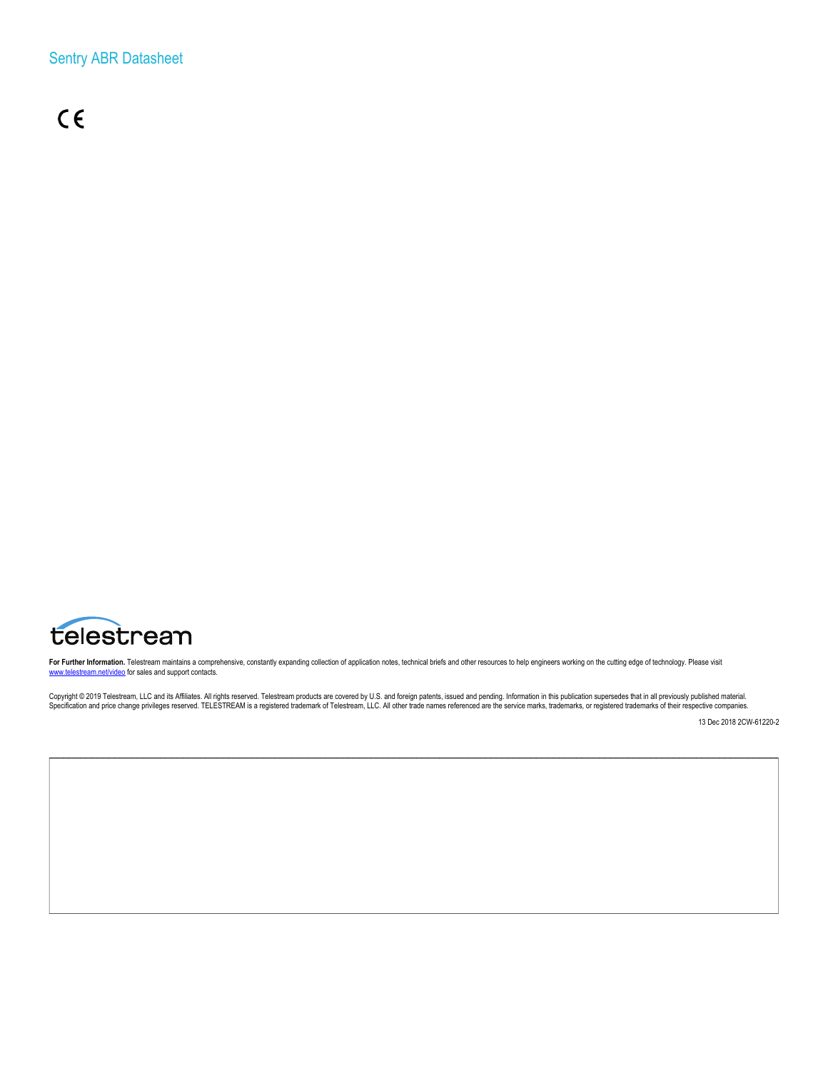**For Further Information.** Telestream maintains a comprehensive, constantly expanding collection of application notes, technical briefs and other resources to help engineers working on the cutting edge of technology. Please visit www.telestream.net/video for sales and support contacts.

Copyright © 2019 Telestream, LLC and its Affiliates. All rights reserved. Telestream products are covered by U.S. and foreign patents, issued and pending. Information in this publication supersedes that in all previously published material. Specification and price change privileges reserved. TELESTREAM is a registered trademark of Telestream, LLC. All other trade names referenced are the service marks, trademarks, or registered trademarks of their respective companies.

13 Dec 2018 2CW-61220-2